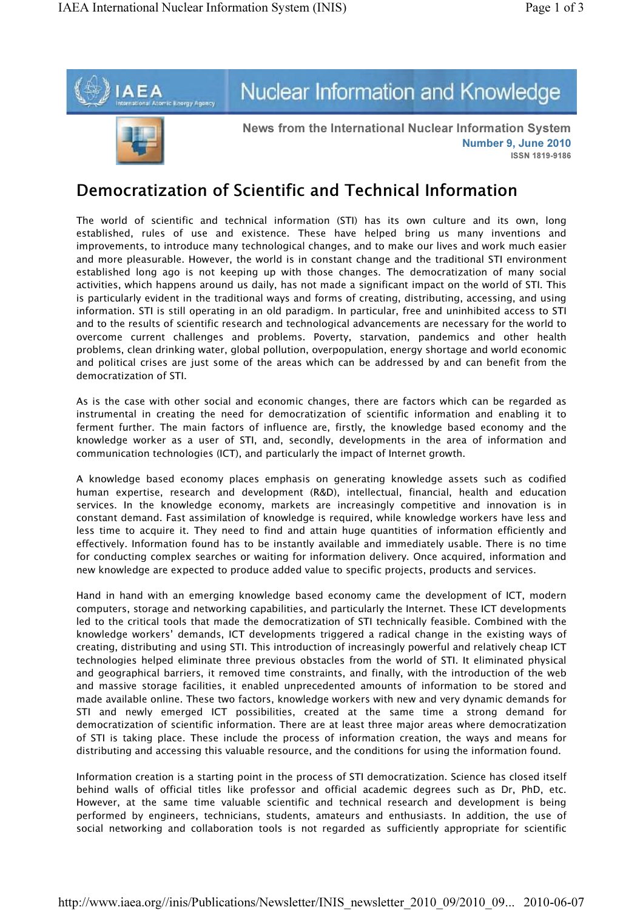# Nuclear Information and Knowledge

**News from the International Nuclear Information System**

**Number 9, June 2010**

**ISSN 1819-9186**

## Democratization of Scientific and Technical Information

The world of scientific and technical information (STI) has its own culture and its own, long established, rules of use and existence. These have helped bring us many inventions and improvements, to introduce many technological changes, and to make our lives and work much easier and more pleasurable. However, the world is in constant change and the traditional STI environment established long ago is not keeping up with those changes. The democratization of many social activities, which happens around us daily, has not made a significant impact on the world of STI. This is particularly evident in the traditional ways and forms of creating, distributing, accessing, and using information. STI is still operating in an old paradigm. In particular, free and uninhibited access to STI and to the results of scientific research and technological advancements are necessary for the world to overcome current challenges and problems. Poverty, starvation, pandemics and other health problems, clean drinking water, global pollution, overpopulation, energy shortage and world economic and political crises are just some of the areas which can be addressed by and can benefit from the democratization of STI.

As is the case with other social and economic changes, there are factors which can be regarded as instrumental in creating the need for democratization of scientific information and enabling it to ferment further. The main factors of influence are, firstly, the knowledge based economy and the knowledge worker as a user of STI, and, secondly, developments in the area of information and communication technologies (ICT), and particularly the impact of Internet growth.

A knowledge based economy places emphasis on generating knowledge assets such as codified human expertise, research and development (R&D), intellectual, financial, health and education services. In the knowledge economy, markets are increasingly competitive and innovation is in constant demand. Fast assimilation of knowledge is required, while knowledge workers have less and less time to acquire it. They need to find and attain huge quantities of information efficiently and effectively. Information found has to be instantly available and immediately usable. There is no time for conducting complex searches or waiting for information delivery. Once acquired, information and new knowledge are expected to produce added value to specific projects, products and services.

Hand in hand with an emerging knowledge based economy came the development of ICT, modern computers, storage and networking capabilities, and particularly the Internet. These ICT developments led to the critical tools that made the democratization of STI technically feasible. Combined with the knowledge workers' demands, ICT developments triggered a radical change in the existing ways of creating, distributing and using STI. This introduction of increasingly powerful and relatively cheap ICT technologies helped eliminate three previous obstacles from the world of STI. It eliminated physical and geographical barriers, it removed time constraints, and finally, with the introduction of the web and massive storage facilities, it enabled unprecedented amounts of information to be stored and made available online. These two factors, knowledge workers with new and very dynamic demands for STI and newly emerged ICT possibilities, created at the same time a strong demand for democratization of scientific information. There are at least three major areas where democratization of STI is taking place. These include the process of information creation, the ways and means for distributing and accessing this valuable resource, and the conditions for using the information found.

Information creation is a starting point in the process of STI democratization. Science has closed itself behind walls of official titles like professor and official academic degrees such as Dr, PhD, etc. However, at the same time valuable scientific and technical research and development is being performed by engineers, technicians, students, amateurs and enthusiasts. In addition, the use of social networking and collaboration tools is not regarded as sufficiently appropriate for scientific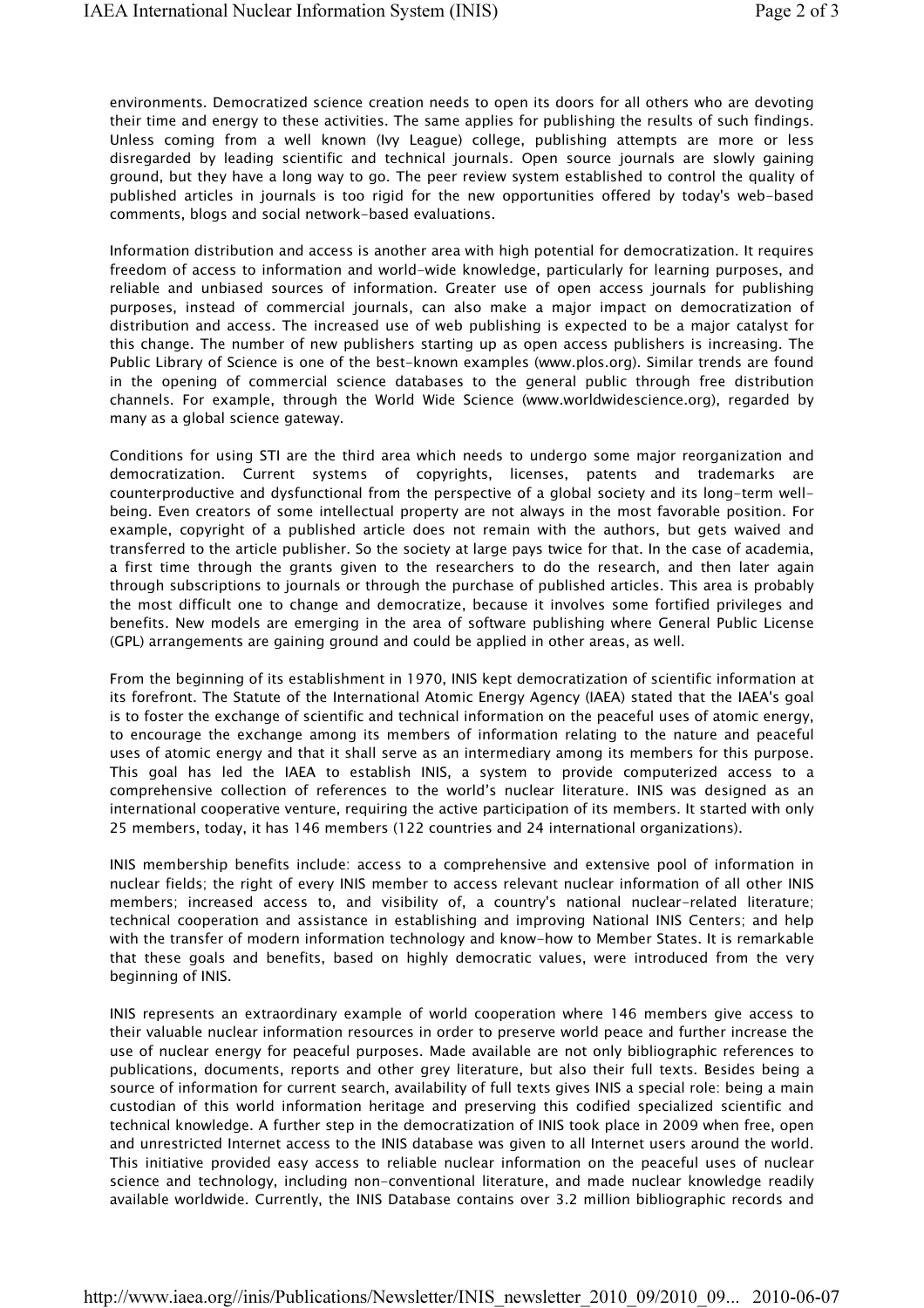environments. Democratized science creation needs to open its doors for all others who are devoting their time and energy to these activities. The same applies for publishing the results of such findings. Unless coming from a well known (Ivy League) college, publishing attempts are more or less disregarded by leading scientific and technical journals. Open source journals are slowly gaining ground, but they have a long way to go. The peer review system established to control the quality of published articles in journals is too rigid for the new opportunities offered by today's web-based comments, blogs and social network-based evaluations.

Information distribution and access is another area with high potential for democratization. It requires freedom of access to information and world-wide knowledge, particularly for learning purposes, and reliable and unbiased sources of information. Greater use of open access journals for publishing purposes, instead of commercial journals, can also make a major impact on democratization of distribution and access. The increased use of web publishing is expected to be a major catalyst for this change. The number of new publishers starting up as open access publishers is increasing. The Public Library of Science is one of the best-known examples (www.plos.org). Similar trends are found in the opening of commercial science databases to the general public through free distribution channels. For example, through the World Wide Science (www.worldwidescience.org), regarded by many as a global science gateway.

Conditions for using STI are the third area which needs to undergo some major reorganization and democratization. Current systems of copyrights, licenses, patents and trademarks are counterproductive and dysfunctional from the perspective of a global society and its long-term well-being. Even creators of some intellectual property are not always in the most favorable position. For example, copyright of a published article does not remain with the authors, but gets waived and transferred to the article publisher. So the society at large pays twice for that. In the case of academia, a first time through the grants given to the researchers to do the research, and then later again through subscriptions to journals or through the purchase of published articles. This area is probably the most difficult one to change and democratize, because it involves some fortified privileges and benefits. New models are emerging in the area of software publishing where General Public License (GPL) arrangements are gaining ground and could be applied in other areas, as well.

From the beginning of its establishment in 1970, INIS kept democratization of scientific information at its forefront. The Statute of the International Atomic Energy Agency (IAEA) stated that the IAEA's goal is to foster the exchange of scientific and technical information on the peaceful uses of atomic energy, to encourage the exchange among its members of information relating to the nature and peaceful uses of atomic energy and that it shall serve as an intermediary among its members for this purpose. This goal has led the IAEA to establish INIS, a system to provide computerized access to a comprehensive collection of references to the world's nuclear literature. INIS was designed as an international cooperative venture, requiring the active participation of its members. It started with only 25 members, today, it has 146 members (122 countries and 24 international organizations).

INIS membership benefits include: access to a comprehensive and extensive pool of information in nuclear fields; the right of every INIS member to access relevant nuclear information of all other INIS members; increased access to, and visibility of, a country's national nuclear-related literature; technical cooperation and assistance in establishing and improving National INIS Centers; and help with the transfer of modern information technology and know-how to Member States. It is remarkable that these goals and benefits, based on highly democratic values, were introduced from the very beginning of INIS.

INIS represents an extraordinary example of world cooperation where 146 members give access to their valuable nuclear information resources in order to preserve world peace and further increase the use of nuclear energy for peaceful purposes. Made available are not only bibliographic references to publications, documents, reports and other grey literature, but also their full texts. Besides being a source of information for current search, availability of full texts gives INIS a special role: being a main custodian of this world information heritage and preserving this codified specialized scientific and technical knowledge. A further step in the democratization of INIS took place in 2009 when free, open and unrestricted Internet access to the INIS database was given to all Internet users around the world. This initiative provided easy access to reliable nuclear information on the peaceful uses of nuclear science and technology, including non-conventional literature, and made nuclear knowledge readily available worldwide. Currently, the INIS Database contains over 3.2 million bibliographic records and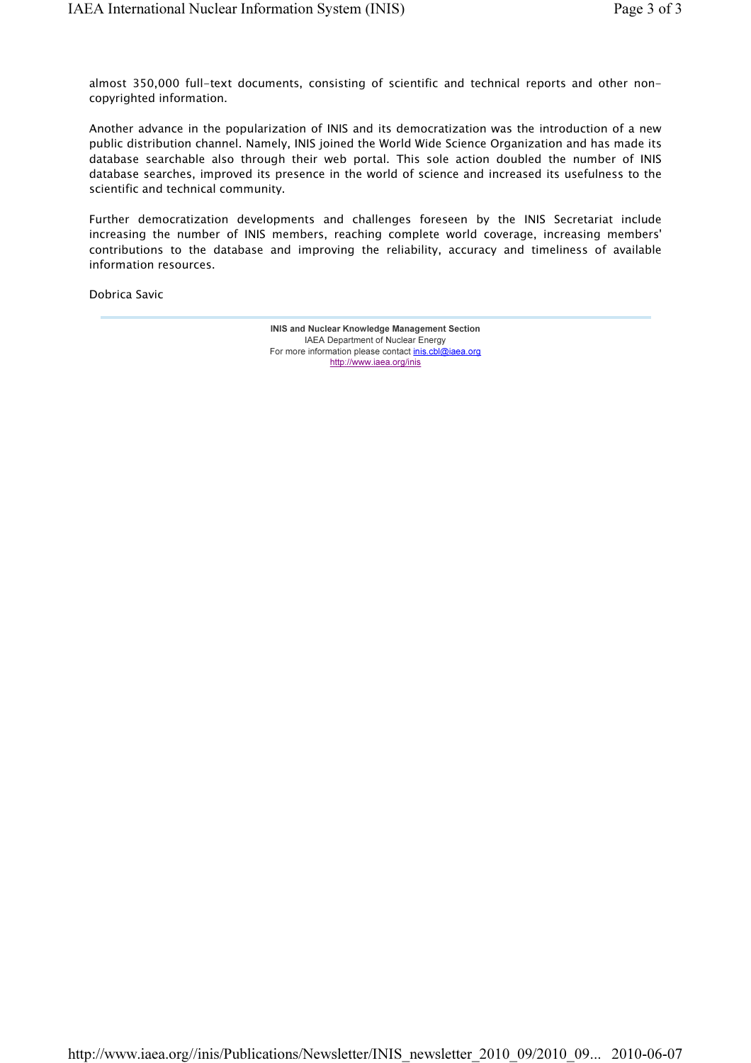almost 350,000 full-text documents, consisting of scientific and technical reports and other non-copyrighted information.

Another advance in the popularization of INIS and its democratization was the introduction of a new public distribution channel. Namely, INIS joined the World Wide Science Organization and has made its database searchable also through their web portal. This sole action doubled the number of INIS database searches, improved its presence in the world of science and increased its usefulness to the scientific and technical community.

Further democratization developments and challenges foreseen by the INIS Secretariat include increasing the number of INIS members, reaching complete world coverage, increasing members' contributions to the database and improving the reliability, accuracy and timeliness of available information resources.

Dobrica Savic

---

**INIS and Nuclear Knowledge Management Section**
IAEA Department of Nuclear Energy
For more information please contact inis.cbl@iaea.org
http://www.iaea.org/inis